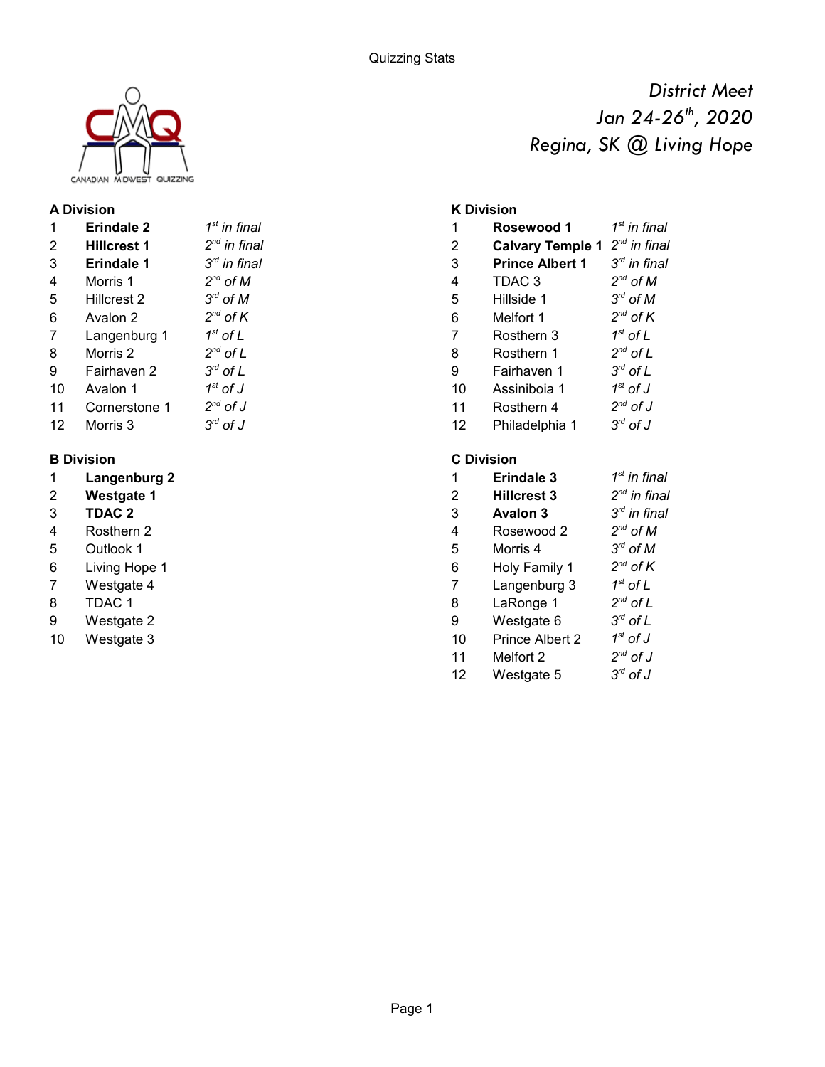Quizzing Stats

*District Meet*
*Jan 24-26th, 2020*
*Regina, SK @ Living Hope*

### A Division

| | | |
|---|---|---|
| 1 | **Erindale 2** | *1st in final* |
| 2 | **Hillcrest 1** | *2nd in final* |
| 3 | **Erindale 1** | *3rd in final* |
| 4 | Morris 1 | *2nd of M* |
| 5 | Hillcrest 2 | *3rd of M* |
| 6 | Avalon 2 | *2nd of K* |
| 7 | Langenburg 1 | *1st of L* |
| 8 | Morris 2 | *2nd of L* |
| 9 | Fairhaven 2 | *3rd of L* |
| 10 | Avalon 1 | *1st of J* |
| 11 | Cornerstone 1 | *2nd of J* |
| 12 | Morris 3 | *3rd of J* |

### B Division

| | |
|---|---|
| 1 | **Langenburg 2** |
| 2 | **Westgate 1** |
| 3 | **TDAC 2** |
| 4 | Rosthern 2 |
| 5 | Outlook 1 |
| 6 | Living Hope 1 |
| 7 | Westgate 4 |
| 8 | TDAC 1 |
| 9 | Westgate 2 |
| 10 | Westgate 3 |

### K Division

| | | |
|---|---|---|
| 1 | **Rosewood 1** | *1st in final* |
| 2 | **Calvary Temple 1** | *2nd in final* |
| 3 | **Prince Albert 1** | *3rd in final* |
| 4 | TDAC 3 | *2nd of M* |
| 5 | Hillside 1 | *3rd of M* |
| 6 | Melfort 1 | *2nd of K* |
| 7 | Rosthern 3 | *1st of L* |
| 8 | Rosthern 1 | *2nd of L* |
| 9 | Fairhaven 1 | *3rd of L* |
| 10 | Assiniboia 1 | *1st of J* |
| 11 | Rosthern 4 | *2nd of J* |
| 12 | Philadelphia 1 | *3rd of J* |

### C Division

| | | |
|---|---|---|
| 1 | **Erindale 3** | *1st in final* |
| 2 | **Hillcrest 3** | *2nd in final* |
| 3 | **Avalon 3** | *3rd in final* |
| 4 | Rosewood 2 | *2nd of M* |
| 5 | Morris 4 | *3rd of M* |
| 6 | Holy Family 1 | *2nd of K* |
| 7 | Langenburg 3 | *1st of L* |
| 8 | LaRonge 1 | *2nd of L* |
| 9 | Westgate 6 | *3rd of L* |
| 10 | Prince Albert 2 | *1st of J* |
| 11 | Melfort 2 | *2nd of J* |
| 12 | Westgate 5 | *3rd of J* |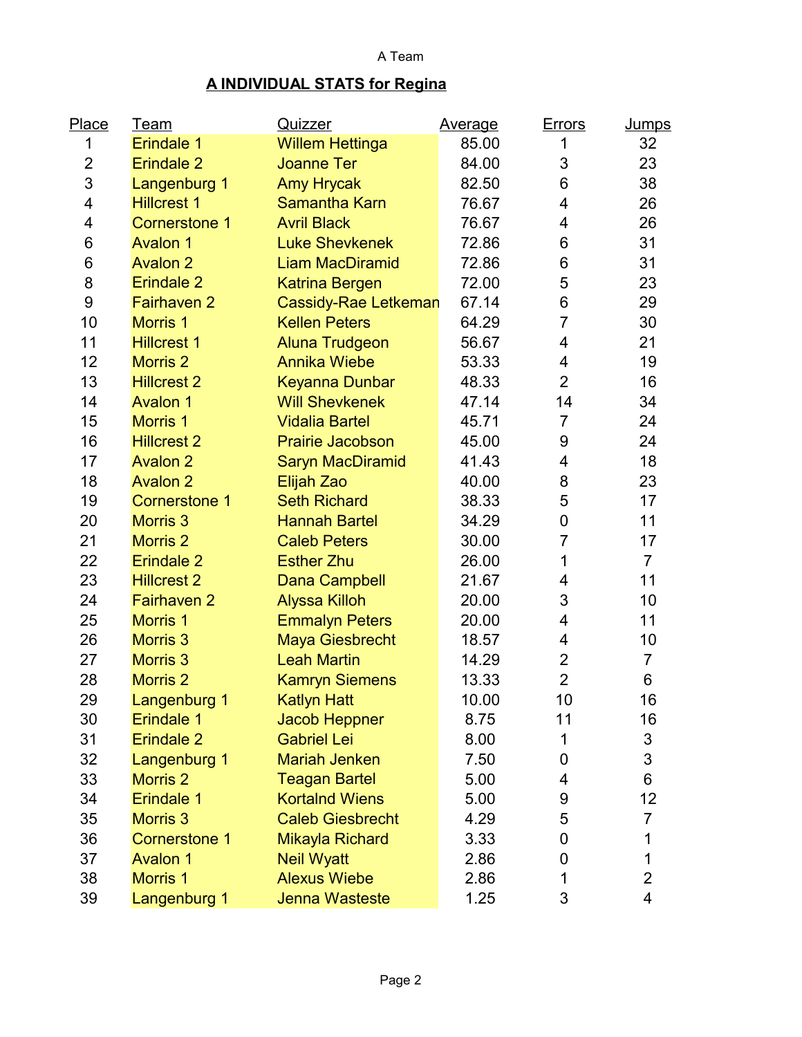A Team

## A INDIVIDUAL STATS for Regina

| Place | Team | Quizzer | Average | Errors | Jumps |
|---|---|---|---|---|---|
| 1 | Erindale 1 | Willem Hettinga | 85.00 | 1 | 32 |
| 2 | Erindale 2 | Joanne Ter | 84.00 | 3 | 23 |
| 3 | Langenburg 1 | Amy Hrycak | 82.50 | 6 | 38 |
| 4 | Hillcrest 1 | Samantha Karn | 76.67 | 4 | 26 |
| 4 | Cornerstone 1 | Avril Black | 76.67 | 4 | 26 |
| 6 | Avalon 1 | Luke Shevkenek | 72.86 | 6 | 31 |
| 6 | Avalon 2 | Liam MacDiramid | 72.86 | 6 | 31 |
| 8 | Erindale 2 | Katrina Bergen | 72.00 | 5 | 23 |
| 9 | Fairhaven 2 | Cassidy-Rae Letkeman | 67.14 | 6 | 29 |
| 10 | Morris 1 | Kellen Peters | 64.29 | 7 | 30 |
| 11 | Hillcrest 1 | Aluna Trudgeon | 56.67 | 4 | 21 |
| 12 | Morris 2 | Annika Wiebe | 53.33 | 4 | 19 |
| 13 | Hillcrest 2 | Keyanna Dunbar | 48.33 | 2 | 16 |
| 14 | Avalon 1 | Will Shevkenek | 47.14 | 14 | 34 |
| 15 | Morris 1 | Vidalia Bartel | 45.71 | 7 | 24 |
| 16 | Hillcrest 2 | Prairie Jacobson | 45.00 | 9 | 24 |
| 17 | Avalon 2 | Saryn MacDiramid | 41.43 | 4 | 18 |
| 18 | Avalon 2 | Elijah Zao | 40.00 | 8 | 23 |
| 19 | Cornerstone 1 | Seth Richard | 38.33 | 5 | 17 |
| 20 | Morris 3 | Hannah Bartel | 34.29 | 0 | 11 |
| 21 | Morris 2 | Caleb Peters | 30.00 | 7 | 17 |
| 22 | Erindale 2 | Esther Zhu | 26.00 | 1 | 7 |
| 23 | Hillcrest 2 | Dana Campbell | 21.67 | 4 | 11 |
| 24 | Fairhaven 2 | Alyssa Killoh | 20.00 | 3 | 10 |
| 25 | Morris 1 | Emmalyn Peters | 20.00 | 4 | 11 |
| 26 | Morris 3 | Maya Giesbrecht | 18.57 | 4 | 10 |
| 27 | Morris 3 | Leah Martin | 14.29 | 2 | 7 |
| 28 | Morris 2 | Kamryn Siemens | 13.33 | 2 | 6 |
| 29 | Langenburg 1 | Katlyn Hatt | 10.00 | 10 | 16 |
| 30 | Erindale 1 | Jacob Heppner | 8.75 | 11 | 16 |
| 31 | Erindale 2 | Gabriel Lei | 8.00 | 1 | 3 |
| 32 | Langenburg 1 | Mariah Jenken | 7.50 | 0 | 3 |
| 33 | Morris 2 | Teagan Bartel | 5.00 | 4 | 6 |
| 34 | Erindale 1 | Kortalnd Wiens | 5.00 | 9 | 12 |
| 35 | Morris 3 | Caleb Giesbrecht | 4.29 | 5 | 7 |
| 36 | Cornerstone 1 | Mikayla Richard | 3.33 | 0 | 1 |
| 37 | Avalon 1 | Neil Wyatt | 2.86 | 0 | 1 |
| 38 | Morris 1 | Alexus Wiebe | 2.86 | 1 | 2 |
| 39 | Langenburg 1 | Jenna Wasteste | 1.25 | 3 | 4 |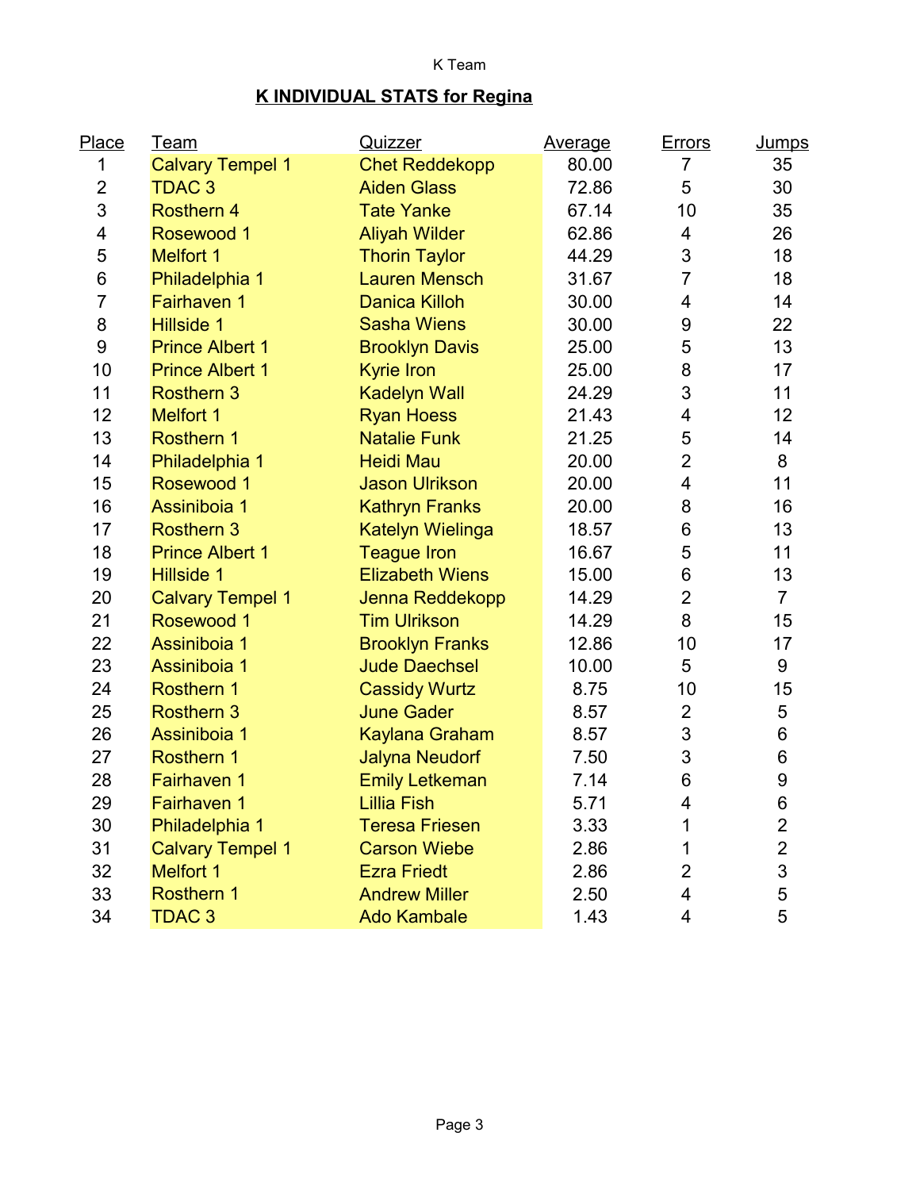K Team

## K INDIVIDUAL STATS for Regina

| Place | Team | Quizzer | Average | Errors | Jumps |
|---|---|---|---|---|---|
| 1 | Calvary Tempel 1 | Chet Reddekopp | 80.00 | 7 | 35 |
| 2 | TDAC 3 | Aiden Glass | 72.86 | 5 | 30 |
| 3 | Rosthern 4 | Tate Yanke | 67.14 | 10 | 35 |
| 4 | Rosewood 1 | Aliyah Wilder | 62.86 | 4 | 26 |
| 5 | Melfort 1 | Thorin Taylor | 44.29 | 3 | 18 |
| 6 | Philadelphia 1 | Lauren Mensch | 31.67 | 7 | 18 |
| 7 | Fairhaven 1 | Danica Killoh | 30.00 | 4 | 14 |
| 8 | Hillside 1 | Sasha Wiens | 30.00 | 9 | 22 |
| 9 | Prince Albert 1 | Brooklyn Davis | 25.00 | 5 | 13 |
| 10 | Prince Albert 1 | Kyrie Iron | 25.00 | 8 | 17 |
| 11 | Rosthern 3 | Kadelyn Wall | 24.29 | 3 | 11 |
| 12 | Melfort 1 | Ryan Hoess | 21.43 | 4 | 12 |
| 13 | Rosthern 1 | Natalie Funk | 21.25 | 5 | 14 |
| 14 | Philadelphia 1 | Heidi Mau | 20.00 | 2 | 8 |
| 15 | Rosewood 1 | Jason Ulrikson | 20.00 | 4 | 11 |
| 16 | Assiniboia 1 | Kathryn Franks | 20.00 | 8 | 16 |
| 17 | Rosthern 3 | Katelyn Wielinga | 18.57 | 6 | 13 |
| 18 | Prince Albert 1 | Teague Iron | 16.67 | 5 | 11 |
| 19 | Hillside 1 | Elizabeth Wiens | 15.00 | 6 | 13 |
| 20 | Calvary Tempel 1 | Jenna Reddekopp | 14.29 | 2 | 7 |
| 21 | Rosewood 1 | Tim Ulrikson | 14.29 | 8 | 15 |
| 22 | Assiniboia 1 | Brooklyn Franks | 12.86 | 10 | 17 |
| 23 | Assiniboia 1 | Jude Daechsel | 10.00 | 5 | 9 |
| 24 | Rosthern 1 | Cassidy Wurtz | 8.75 | 10 | 15 |
| 25 | Rosthern 3 | June Gader | 8.57 | 2 | 5 |
| 26 | Assiniboia 1 | Kaylana Graham | 8.57 | 3 | 6 |
| 27 | Rosthern 1 | Jalyna Neudorf | 7.50 | 3 | 6 |
| 28 | Fairhaven 1 | Emily Letkeman | 7.14 | 6 | 9 |
| 29 | Fairhaven 1 | Lillia Fish | 5.71 | 4 | 6 |
| 30 | Philadelphia 1 | Teresa Friesen | 3.33 | 1 | 2 |
| 31 | Calvary Tempel 1 | Carson Wiebe | 2.86 | 1 | 2 |
| 32 | Melfort 1 | Ezra Friedt | 2.86 | 2 | 3 |
| 33 | Rosthern 1 | Andrew Miller | 2.50 | 4 | 5 |
| 34 | TDAC 3 | Ado Kambale | 1.43 | 4 | 5 |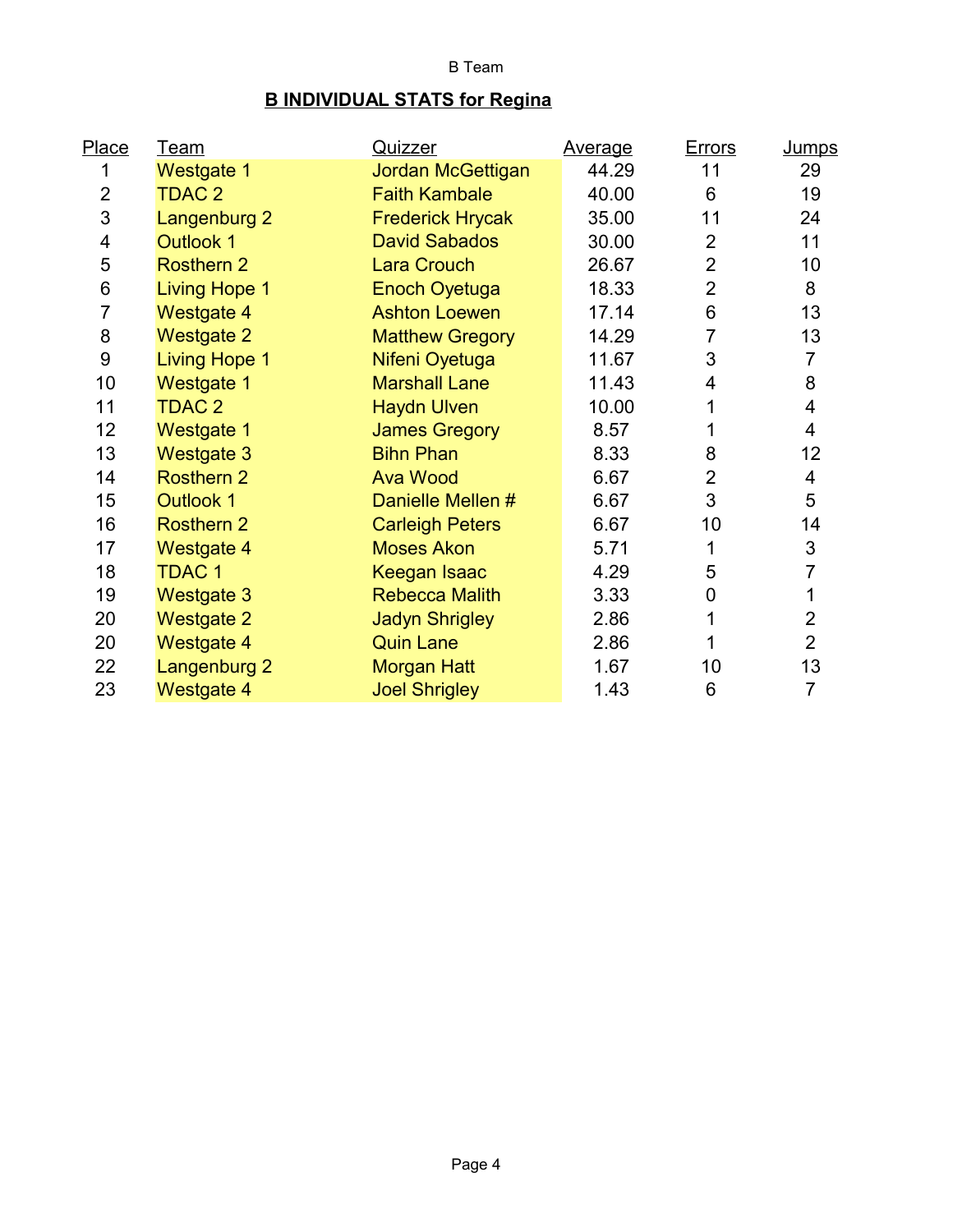B Team

## B INDIVIDUAL STATS for Regina

| Place | Team | Quizzer | Average | Errors | Jumps |
|---|---|---|---|---|---|
| 1 | Westgate 1 | Jordan McGettigan | 44.29 | 11 | 29 |
| 2 | TDAC 2 | Faith Kambale | 40.00 | 6 | 19 |
| 3 | Langenburg 2 | Frederick Hrycak | 35.00 | 11 | 24 |
| 4 | Outlook 1 | David Sabados | 30.00 | 2 | 11 |
| 5 | Rosthern 2 | Lara Crouch | 26.67 | 2 | 10 |
| 6 | Living Hope 1 | Enoch Oyetuga | 18.33 | 2 | 8 |
| 7 | Westgate 4 | Ashton Loewen | 17.14 | 6 | 13 |
| 8 | Westgate 2 | Matthew Gregory | 14.29 | 7 | 13 |
| 9 | Living Hope 1 | Nifeni Oyetuga | 11.67 | 3 | 7 |
| 10 | Westgate 1 | Marshall Lane | 11.43 | 4 | 8 |
| 11 | TDAC 2 | Haydn Ulven | 10.00 | 1 | 4 |
| 12 | Westgate 1 | James Gregory | 8.57 | 1 | 4 |
| 13 | Westgate 3 | Bihn Phan | 8.33 | 8 | 12 |
| 14 | Rosthern 2 | Ava Wood | 6.67 | 2 | 4 |
| 15 | Outlook 1 | Danielle Mellen # | 6.67 | 3 | 5 |
| 16 | Rosthern 2 | Carleigh Peters | 6.67 | 10 | 14 |
| 17 | Westgate 4 | Moses Akon | 5.71 | 1 | 3 |
| 18 | TDAC 1 | Keegan Isaac | 4.29 | 5 | 7 |
| 19 | Westgate 3 | Rebecca Malith | 3.33 | 0 | 1 |
| 20 | Westgate 2 | Jadyn Shrigley | 2.86 | 1 | 2 |
| 20 | Westgate 4 | Quin Lane | 2.86 | 1 | 2 |
| 22 | Langenburg 2 | Morgan Hatt | 1.67 | 10 | 13 |
| 23 | Westgate 4 | Joel Shrigley | 1.43 | 6 | 7 |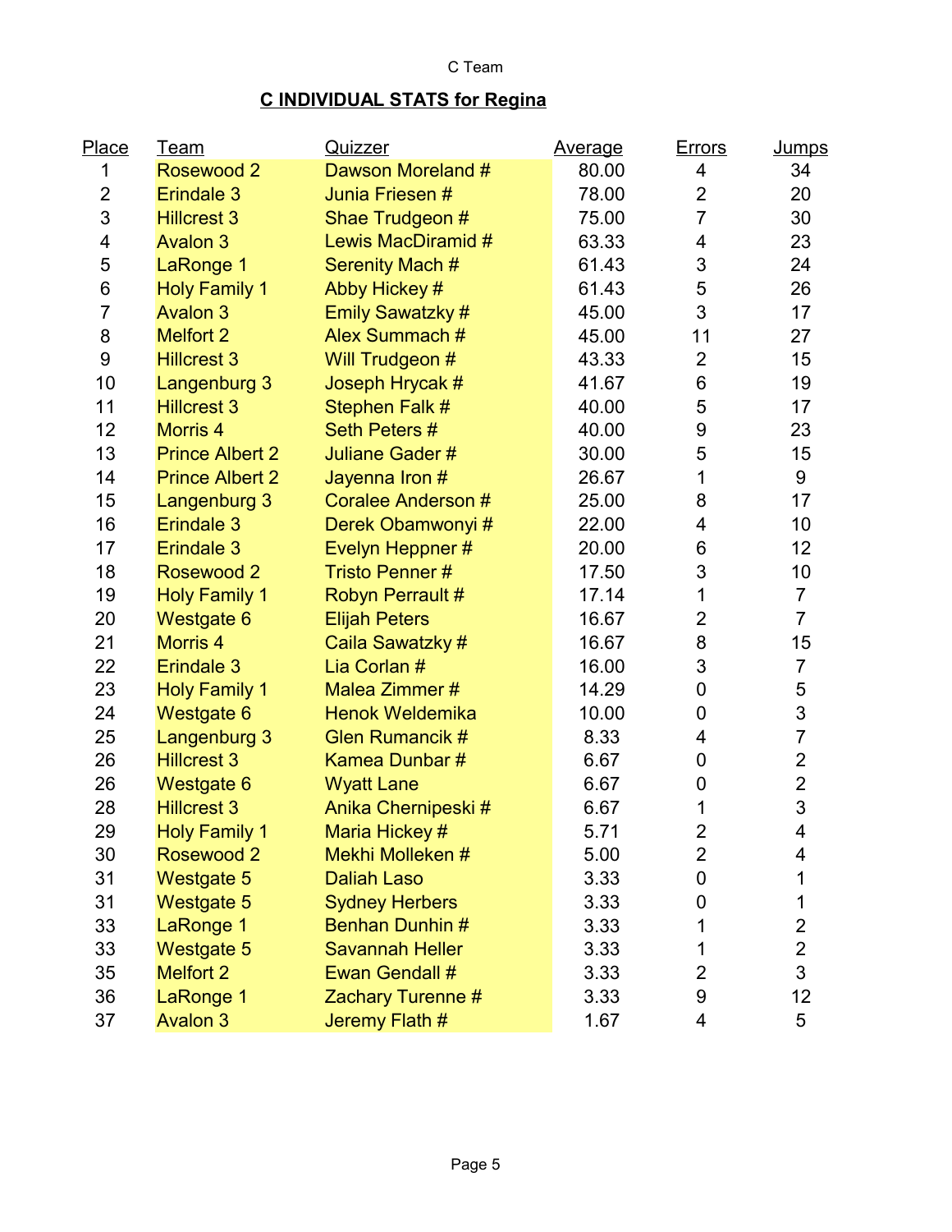C Team

## C INDIVIDUAL STATS for Regina

| Place | Team | Quizzer | Average | Errors | Jumps |
|---|---|---|---|---|---|
| 1 | Rosewood 2 | Dawson Moreland # | 80.00 | 4 | 34 |
| 2 | Erindale 3 | Junia Friesen # | 78.00 | 2 | 20 |
| 3 | Hillcrest 3 | Shae Trudgeon # | 75.00 | 7 | 30 |
| 4 | Avalon 3 | Lewis MacDiramid # | 63.33 | 4 | 23 |
| 5 | LaRonge 1 | Serenity Mach # | 61.43 | 3 | 24 |
| 6 | Holy Family 1 | Abby Hickey # | 61.43 | 5 | 26 |
| 7 | Avalon 3 | Emily Sawatzky # | 45.00 | 3 | 17 |
| 8 | Melfort 2 | Alex Summach # | 45.00 | 11 | 27 |
| 9 | Hillcrest 3 | Will Trudgeon # | 43.33 | 2 | 15 |
| 10 | Langenburg 3 | Joseph Hrycak # | 41.67 | 6 | 19 |
| 11 | Hillcrest 3 | Stephen Falk # | 40.00 | 5 | 17 |
| 12 | Morris 4 | Seth Peters # | 40.00 | 9 | 23 |
| 13 | Prince Albert 2 | Juliane Gader # | 30.00 | 5 | 15 |
| 14 | Prince Albert 2 | Jayenna Iron # | 26.67 | 1 | 9 |
| 15 | Langenburg 3 | Coralee Anderson # | 25.00 | 8 | 17 |
| 16 | Erindale 3 | Derek Obamwonyi # | 22.00 | 4 | 10 |
| 17 | Erindale 3 | Evelyn Heppner # | 20.00 | 6 | 12 |
| 18 | Rosewood 2 | Tristo Penner # | 17.50 | 3 | 10 |
| 19 | Holy Family 1 | Robyn Perrault # | 17.14 | 1 | 7 |
| 20 | Westgate 6 | Elijah Peters | 16.67 | 2 | 7 |
| 21 | Morris 4 | Caila Sawatzky # | 16.67 | 8 | 15 |
| 22 | Erindale 3 | Lia Corlan # | 16.00 | 3 | 7 |
| 23 | Holy Family 1 | Malea Zimmer # | 14.29 | 0 | 5 |
| 24 | Westgate 6 | Henok Weldemika | 10.00 | 0 | 3 |
| 25 | Langenburg 3 | Glen Rumancik # | 8.33 | 4 | 7 |
| 26 | Hillcrest 3 | Kamea Dunbar # | 6.67 | 0 | 2 |
| 26 | Westgate 6 | Wyatt Lane | 6.67 | 0 | 2 |
| 28 | Hillcrest 3 | Anika Chernipeski # | 6.67 | 1 | 3 |
| 29 | Holy Family 1 | Maria Hickey # | 5.71 | 2 | 4 |
| 30 | Rosewood 2 | Mekhi Molleken # | 5.00 | 2 | 4 |
| 31 | Westgate 5 | Daliah Laso | 3.33 | 0 | 1 |
| 31 | Westgate 5 | Sydney Herbers | 3.33 | 0 | 1 |
| 33 | LaRonge 1 | Benhan Dunhin # | 3.33 | 1 | 2 |
| 33 | Westgate 5 | Savannah Heller | 3.33 | 1 | 2 |
| 35 | Melfort 2 | Ewan Gendall # | 3.33 | 2 | 3 |
| 36 | LaRonge 1 | Zachary Turenne # | 3.33 | 9 | 12 |
| 37 | Avalon 3 | Jeremy Flath # | 1.67 | 4 | 5 |